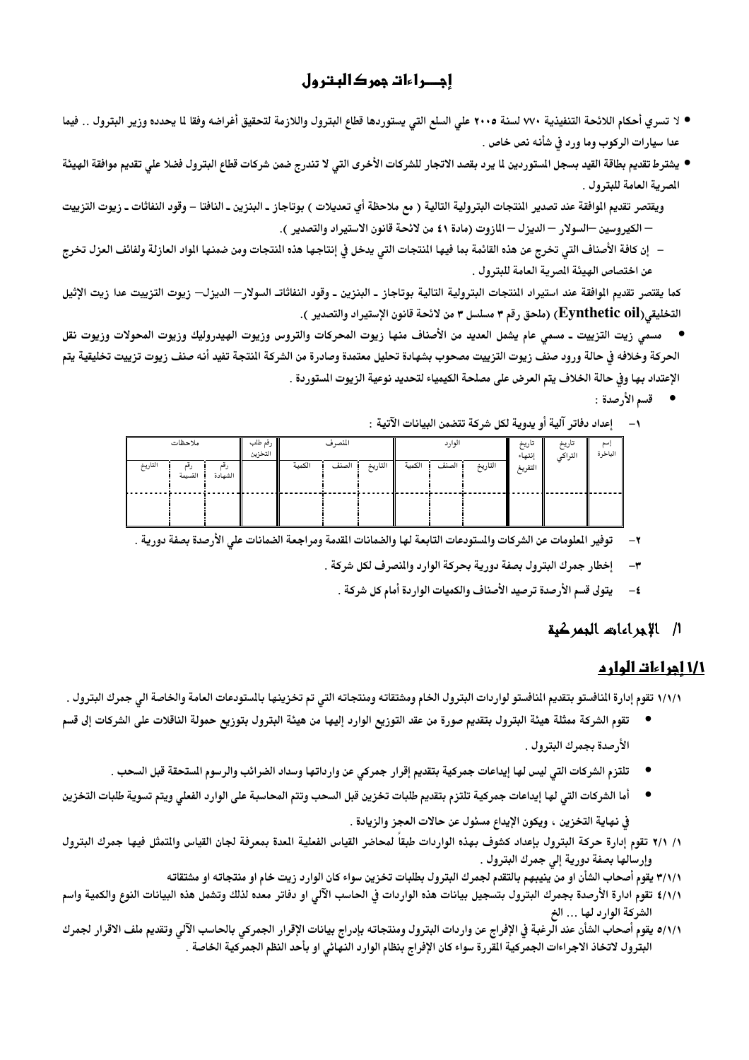# إجـــراءات جمرك البترول

- لا تسري أحكام اللائحة التنفيذية ٧٧٠ لسنة ٢٠٠٥ علي السلع التي يستوردها قطاع البترول واللازمة لتحقيق أغراضه وفقا لما يحدده وزير البترول .. فيما عدا سيارات الركوب وما ورد في شأنه نص خاص .
- يشترط تقديم بطاقة القيد بسجل المستوردين لما يرد بقصد الاتجار للشركات الأخرى التي لا تندرج ضمن شركات قطاع البترول فضلا علي تقديم موافقة الهيئة المصرية العامة للبترول .

ويقتصر تقديم الموافقة عند تصدير المنتجات البترولية التالية ( مع ملاحظة أي تعديلات ) بوتاجاز ـ البنزين ـ النافتا – وقود النفاثات ـ زيوت التزييت – الكيروسين –السولار – الديزل – المازوت (مادة ٤١ من لائحة قانون الاستيراد والتصدير ).

– إن كافة الأصناف التي تخرج عن هذه القائمة بما فيها المنتجات التي يدخل في إنتاجها هذه المنتجات ومن ضمنها المواد العازلة ولفائف العزل تخرج عن اختصاص الهيئة المصرية العامة للبترول .

كما يقتصر تقديم الموافقة عند استيراد المنتجات البترولية التالية بوتاجاز ـ البنزين ـ وقود النفاثات السولار– الديزل– زيوت التزييت عدا زيت الإثيل التخليقي(Eynthetic oil) (ملحق رقم ٣ مسلسل ٣ من لائحة قانون الإستيراد والتصدير ).

- مسمي زيت التزييت ـ مسمي عام يشمل العديد من الأصناف منها زيوت المحركات والتروس وزيوت الهيدروليك وزيوت المحولات وزيوت نقل الحركة وخلافه في حالة ورود صنف زيوت التزييت مصحوب بشهادة تحليل معتمدة وصادرة من الشركة المنتجة تفيد أنه صنف زيوت تزييت تخليقية يتم الإعتداد بها وفي حالة الخلاف يتم العرض على مصلحة الكيمياء لتحديد نوعية الزيوت المستوردة .
- قسم الأرصدة :

١– إعداد دفاتر آلية أو يدوية لكل شركة تتضمن البيانات الآتية :

| إسم الباخرة | تاريخ التراكي | تاريخ إنتهاء التفريغ | الوارد | | | المنصرف | | | رقم طلب التخزين | ملاحظات | | |
|---|---|---|---|---|---|---|---|---|---|---|---|---|
| | | | التاريخ | الصنف | الكمية | التاريخ | الصنف | الكمية | | رقم الشهادة | رقم القسيمة | التاريخ |
| | | | | | | | | | | | | |

٢– توفير المعلومات عن الشركات والمستودعات التابعة لها والضمانات المقدمة ومراجعة الضمانات علي الأرصدة بصفة دورية .

٣– إخطار جمرك البترول بصفة دورية بحركة الوارد والمنصرف لكل شركة .

٤– يتولى قسم الأرصدة ترصيد الأصناف والكميات الواردة أمام كل شركة .

## ١/ الإجراءات الجمركية

### ١/١ إجراءات الوارد

١/١/١ تقوم إدارة المنافستو بتقديم المنافستو لواردات البترول الخام ومشتقاته ومنتجاته التي تم تخزينها بالمستودعات العامة والخاصة الي جمرك البترول .

- تقوم الشركة ممثلة هيئة البترول بتقديم صورة من عقد التوزيع الوارد إليها من هيئة البترول بتوزيع حمولة الناقلات على الشركات إلى قسم الأرصدة بجمرك البترول .
- تلتزم الشركات التي ليس لها إيداعات جمركية بتقديم إقرار جمركي عن وارداتها وسداد الضرائب والرسوم المستحقة قبل السحب .
- أما الشركات التي لها إيداعات جمركية تلتزم بتقديم طلبات تخزين قبل السحب وتتم المحاسبة على الوارد الفعلي ويتم تسوية طلبات التخزين في نهاية التخزين ، ويكون الإيداع مسئول عن حالات العجز والزيادة .

١/ ٢/١ تقوم إدارة حركة البترول بإعداد كشوف بهذه الواردات طبقاً لمحاضر القياس الفعلية المعدة بمعرفة لجان القياس والمتمثل فيها جمرك البترول وإرسالها بصفة دورية إلي جمرك البترول .

٣/١/١ يقوم أصحاب الشأن او من ينيبهم بالتقدم لجمرك البترول بطلبات تخزين سواء كان الوارد زيت خام او منتجاته او مشتقاته

٤/١/١ تقوم ادارة الأرصدة بجمرك البترول بتسجيل بيانات هذه الواردات في الحاسب الآلي او دفاتر معده لذلك وتشمل هذه البيانات النوع والكمية واسم الشركة الوارد لها ... الخ

٥/١/١ يقوم أصحاب الشأن عند الرغبة في الإفراج عن واردات البترول ومنتجاته بإدراج بيانات الإقرار الجمركي بالحاسب الآلي وتقديم ملف الاقرار لجمرك البترول لاتخاذ الاجراءات الجمركية المقررة سواء كان الإفراج بنظام الوارد النهائي او بأحد النظم الجمركية الخاصة .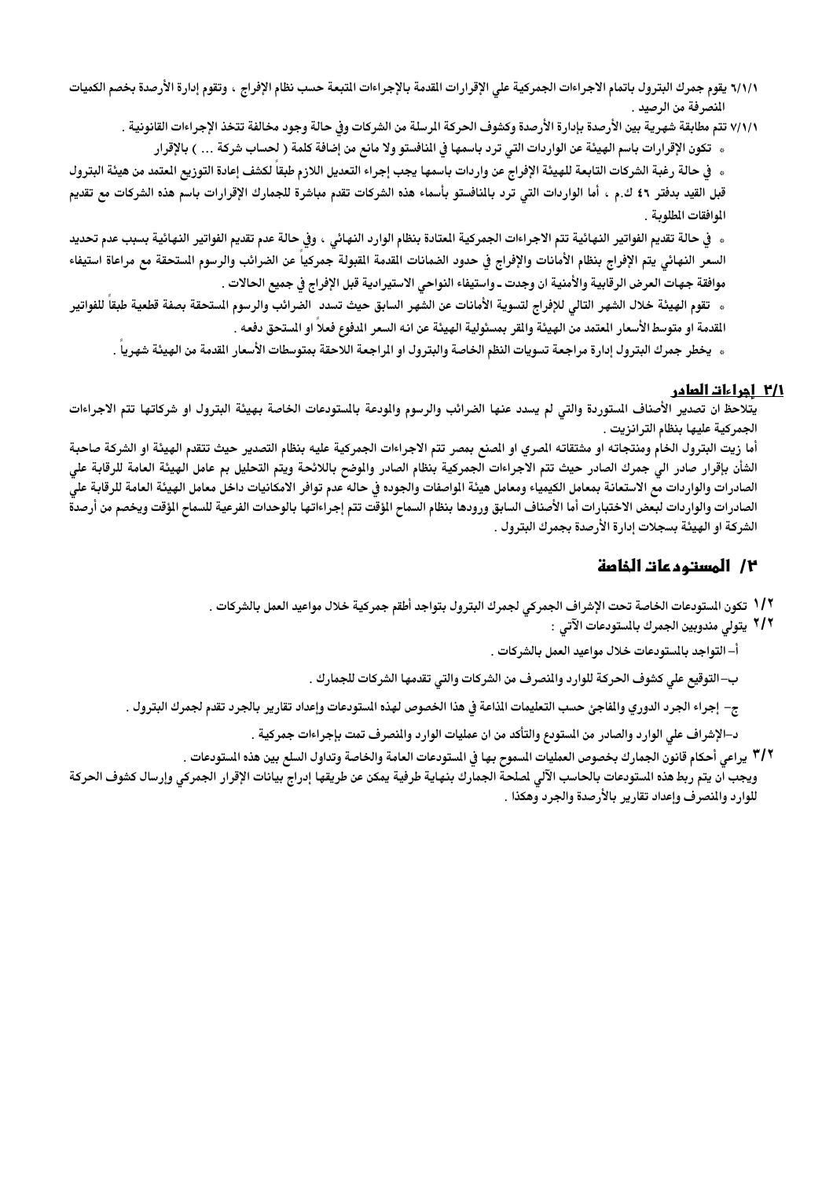٦/١/١ يقوم جمرك البترول باتمام الاجراءات الجمركية علي الإقرارات المقدمة بالإجراءات المتبعة حسب نظام الإفراج ، وتقوم إدارة الأرصدة بخصم الكميات المنصرفة من الرصيد .

٧/١/١ تتم مطابقة شهرية بين الأرصدة بإدارة الأرصدة وكشوف الحركة المرسلة من الشركات وفي حالة وجود مخالفة تتخذ الإجراءات القانونية .

- تكون الإقرارات باسم الهيئة عن الواردات التي ترد باسمها في المانفستو ولا مانع من إضافة كلمة ( لحساب شركة ... ) بالإقرار
- في حالة رغبة الشركات التابعة للهيئة الإفراج عن واردات باسمها يجب إجراء التعديل اللازم طبقاً لكشف إعادة التوزيع المعتمد من هيئة البترول قبل القيد بدفتر ٤٦ ك.م ، أما الواردات التي ترد بالمانفستو بأسماء هذه الشركات تقدم مباشرة للجمارك الإقرارات باسم هذه الشركات مع تقديم الموافقات المطلوبة .
- في حالة تقديم الفواتير النهائية تتم الاجراءات الجمركية المعتادة بنظام الوارد النهائي ، وفي حالة عدم تقديم الفواتير النهائية بسبب عدم تحديد السعر النهائي يتم الإفراج بنظام الأمانات والإفراج في حدود الضمانات المقدمة المقبولة جمركياً عن الضرائب والرسوم المستحقة مع مراعاة استيفاء موافقة جهات العرض الرقابية والأمنية ان وجدت ـ واستيفاء النواحي الاستيرادية قبل الإفراج في جميع الحالات .
- تقوم الهيئة خلال الشهر التالي للإفراج لتسوية الأمانات عن الشهر السابق حيث تسدد الضرائب والرسوم المستحقة بصفة قطعية طبقاً للفواتير المقدمة او متوسط الأسعار المعتمد من الهيئة والمقر بمسئولية الهيئة عن انه السعر المدفوع فعلاً او المستحق دفعه .
- يخطر جمرك البترول إدارة مراجعة تسويات النظم الخاصة والبترول او المراجعة اللاحقة بمتوسطات الأسعار المقدمة من الهيئة شهرياً .

### ٢/١ إجراءات الصادر

يتلاحظ ان تصدير الأصناف المستوردة والتي لم يسدد عنها الضرائب والرسوم والمودعة بالمستودعات الخاصة بهيئة البترول او شركاتها تتم الاجراءات الجمركية عليها بنظام الترانزيت .

أما زيت البترول الخام ومنتجاته او مشتقاته المصري او المصنع بمصر تتم الاجراءات الجمركية عليه بنظام التصدير حيث تتقدم الهيئة او الشركة صاحبة الشأن بإقرار صادر الي جمرك الصادر حيث تتم الاجراءات الجمركية بنظام الصادر والموضح باللائحة ويتم التحليل بم عامل الهيئة العامة للرقابة علي الصادرات والواردات مع الاستعانة بمعامل الكيمياء ومعامل هيئة المواصفات والجوده في حاله عدم توافر الامكانيات داخل معامل الهيئة العامة للرقابة علي الصادرات والواردات لبعض الاختبارات أما الأصناف السابق ورودها بنظام السماح المؤقت تتم إجراءاتها بالوحدات الفرعية للسماح المؤقت ويخصم من أرصدة الشركة او الهيئة بسجلات إدارة الأرصدة بجمرك البترول .

## ٢/ المستودعات الخاصة

١/٢ تكون المستودعات الخاصة تحت الإشراف الجمركي لجمرك البترول بتواجد أطقم جمركية خلال مواعيد العمل بالشركات .

٢/٢ يتولي مندوبين الجمرك بالمستودعات الآتي :

أ- التواجد بالمستودعات خلال مواعيد العمل بالشركات .

ب- التوقيع علي كشوف الحركة للوارد والمنصرف من الشركات والتي تقدمها الشركات للجمارك .

ج- إجراء الجرد الدوري والمفاجئ حسب التعليمات المذاعة في هذا الخصوص لهذه المستودعات وإعداد تقارير بالجرد تقدم لجمرك البترول .

د- الإشراف علي الوارد والصادر من المستودع والتأكد من ان عمليات الوارد والمنصرف تمت بإجراءات جمركية .

٣/٢ يراعي أحكام قانون الجمارك بخصوص العمليات المسموح بها في المستودعات العامة والخاصة وتداول السلع بين هذه المستودعات .
ويجب ان يتم ربط هذه المستودعات بالحاسب الآلي لمصلحة الجمارك بنهاية طرفية يمكن عن طريقها إدراج بيانات الإقرار الجمركي وإرسال كشوف الحركة للوارد والمنصرف وإعداد تقارير بالأرصدة والجرد وهكذا .